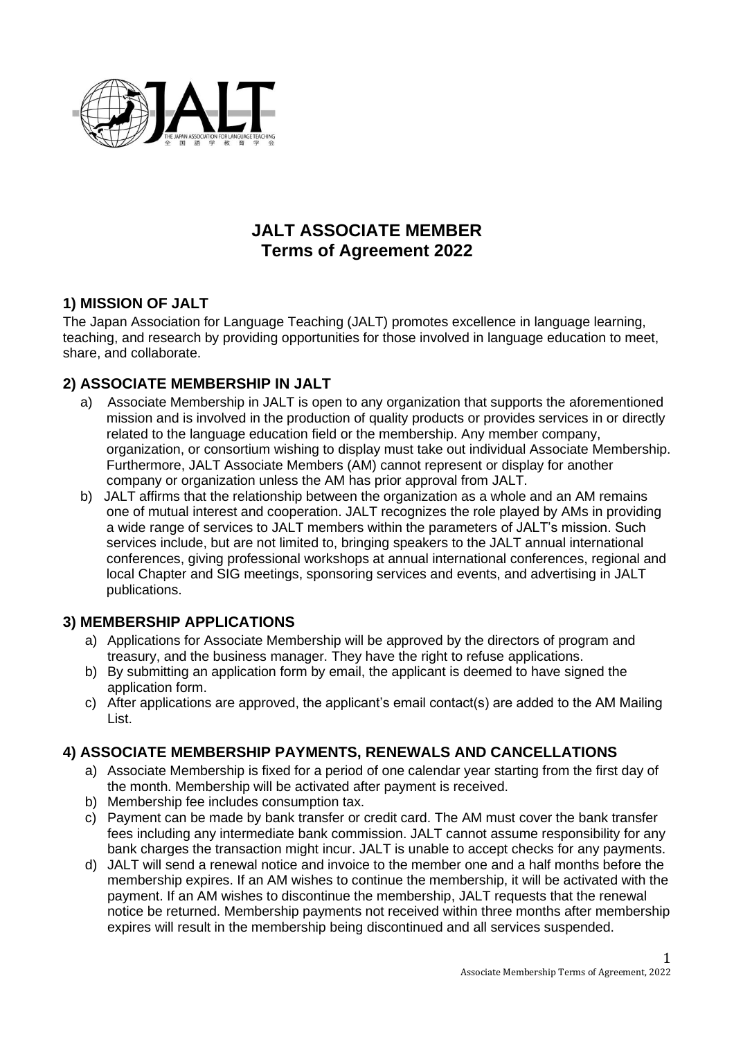# JALT ASSOCIATE MEMBER
# Terms of Agreement 2022

## 1) MISSION OF JALT

The Japan Association for Language Teaching (JALT) promotes excellence in language learning, teaching, and research by providing opportunities for those involved in language education to meet, share, and collaborate.

## 2) ASSOCIATE MEMBERSHIP IN JALT

a) Associate Membership in JALT is open to any organization that supports the aforementioned mission and is involved in the production of quality products or provides services in or directly related to the language education field or the membership. Any member company, organization, or consortium wishing to display must take out individual Associate Membership. Furthermore, JALT Associate Members (AM) cannot represent or display for another company or organization unless the AM has prior approval from JALT.

b) JALT affirms that the relationship between the organization as a whole and an AM remains one of mutual interest and cooperation. JALT recognizes the role played by AMs in providing a wide range of services to JALT members within the parameters of JALT's mission. Such services include, but are not limited to, bringing speakers to the JALT annual international conferences, giving professional workshops at annual international conferences, regional and local Chapter and SIG meetings, sponsoring services and events, and advertising in JALT publications.

## 3) MEMBERSHIP APPLICATIONS

a) Applications for Associate Membership will be approved by the directors of program and treasury, and the business manager. They have the right to refuse applications.

b) By submitting an application form by email, the applicant is deemed to have signed the application form.

c) After applications are approved, the applicant's email contact(s) are added to the AM Mailing List.

## 4) ASSOCIATE MEMBERSHIP PAYMENTS, RENEWALS AND CANCELLATIONS

a) Associate Membership is fixed for a period of one calendar year starting from the first day of the month. Membership will be activated after payment is received.

b) Membership fee includes consumption tax.

c) Payment can be made by bank transfer or credit card. The AM must cover the bank transfer fees including any intermediate bank commission. JALT cannot assume responsibility for any bank charges the transaction might incur. JALT is unable to accept checks for any payments.

d) JALT will send a renewal notice and invoice to the member one and a half months before the membership expires. If an AM wishes to continue the membership, it will be activated with the payment. If an AM wishes to discontinue the membership, JALT requests that the renewal notice be returned. Membership payments not received within three months after membership expires will result in the membership being discontinued and all services suspended.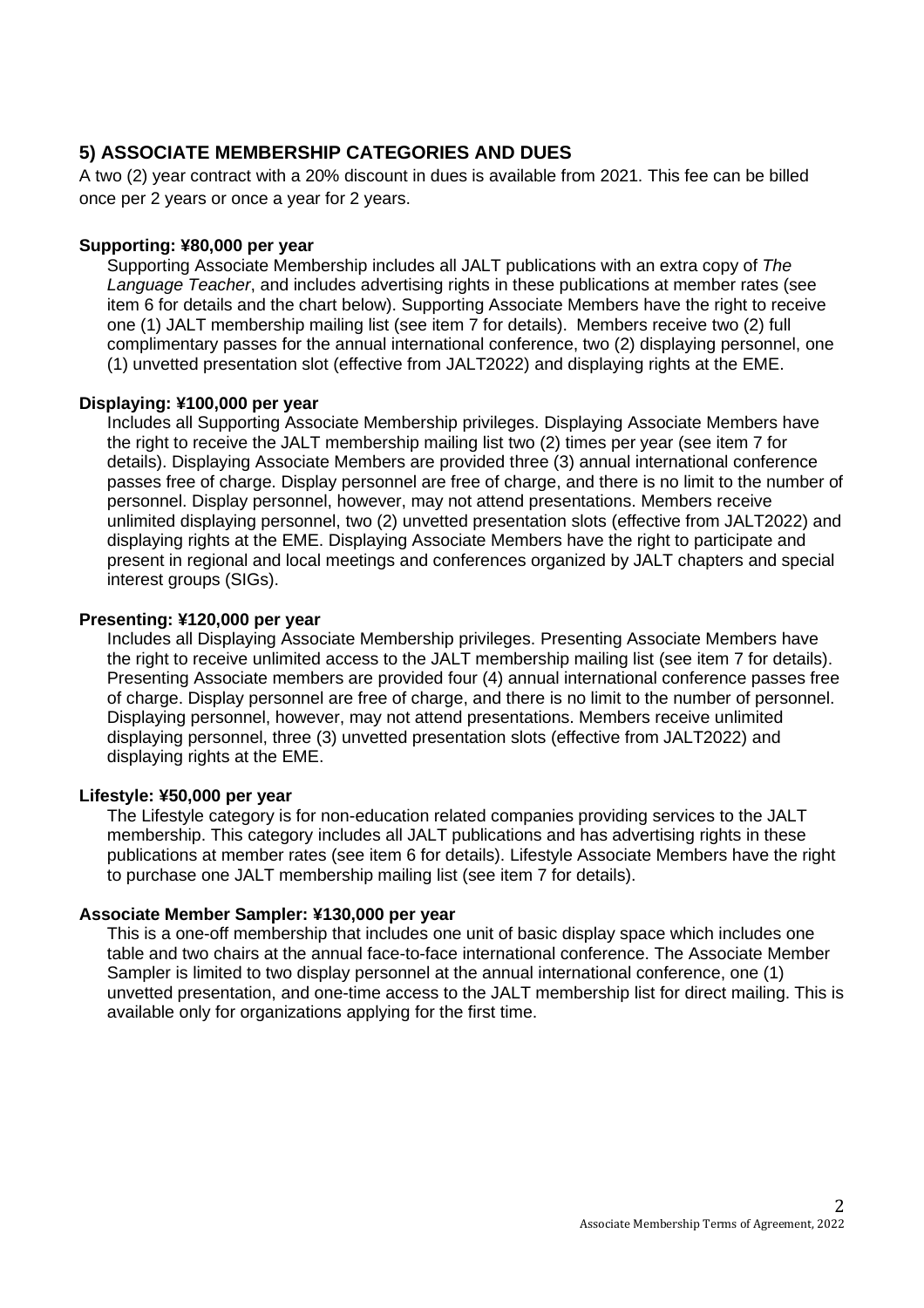## 5) ASSOCIATE MEMBERSHIP CATEGORIES AND DUES

A two (2) year contract with a 20% discount in dues is available from 2021. This fee can be billed once per 2 years or once a year for 2 years.

**Supporting: ¥80,000 per year**

Supporting Associate Membership includes all JALT publications with an extra copy of *The Language Teacher*, and includes advertising rights in these publications at member rates (see item 6 for details and the chart below). Supporting Associate Members have the right to receive one (1) JALT membership mailing list (see item 7 for details). Members receive two (2) full complimentary passes for the annual international conference, two (2) displaying personnel, one (1) unvetted presentation slot (effective from JALT2022) and displaying rights at the EME.

**Displaying: ¥100,000 per year**

Includes all Supporting Associate Membership privileges. Displaying Associate Members have the right to receive the JALT membership mailing list two (2) times per year (see item 7 for details). Displaying Associate Members are provided three (3) annual international conference passes free of charge. Display personnel are free of charge, and there is no limit to the number of personnel. Display personnel, however, may not attend presentations. Members receive unlimited displaying personnel, two (2) unvetted presentation slots (effective from JALT2022) and displaying rights at the EME. Displaying Associate Members have the right to participate and present in regional and local meetings and conferences organized by JALT chapters and special interest groups (SIGs).

**Presenting: ¥120,000 per year**

Includes all Displaying Associate Membership privileges. Presenting Associate Members have the right to receive unlimited access to the JALT membership mailing list (see item 7 for details). Presenting Associate members are provided four (4) annual international conference passes free of charge. Display personnel are free of charge, and there is no limit to the number of personnel. Displaying personnel, however, may not attend presentations. Members receive unlimited displaying personnel, three (3) unvetted presentation slots (effective from JALT2022) and displaying rights at the EME.

**Lifestyle: ¥50,000 per year**

The Lifestyle category is for non-education related companies providing services to the JALT membership. This category includes all JALT publications and has advertising rights in these publications at member rates (see item 6 for details). Lifestyle Associate Members have the right to purchase one JALT membership mailing list (see item 7 for details).

**Associate Member Sampler: ¥130,000 per year**

This is a one-off membership that includes one unit of basic display space which includes one table and two chairs at the annual face-to-face international conference. The Associate Member Sampler is limited to two display personnel at the annual international conference, one (1) unvetted presentation, and one-time access to the JALT membership list for direct mailing. This is available only for organizations applying for the first time.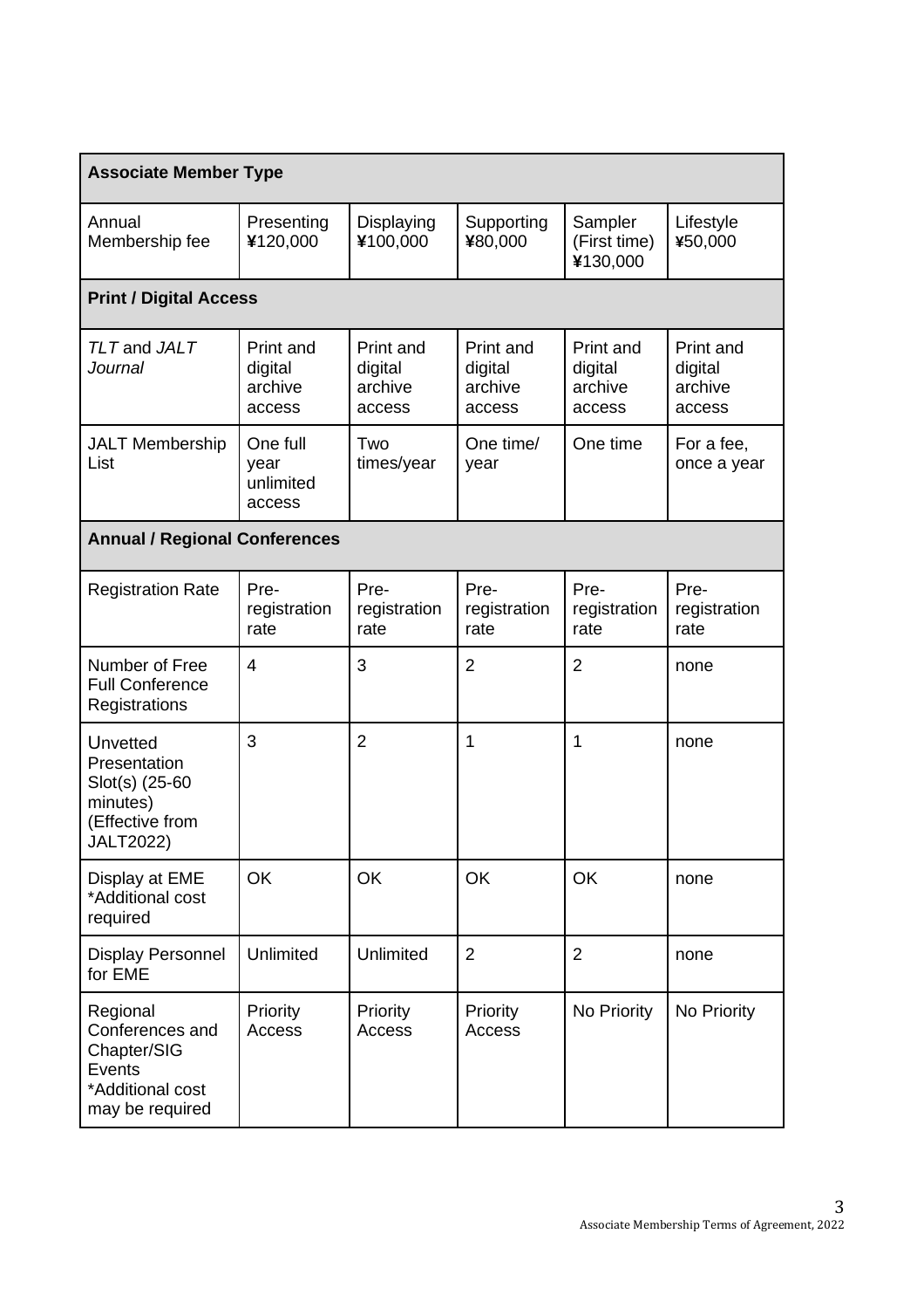| Associate Member Type | | | | | |
|---|---|---|---|---|---|
| Annual Membership fee | Presenting ¥120,000 | Displaying ¥100,000 | Supporting ¥80,000 | Sampler (First time) ¥130,000 | Lifestyle ¥50,000 |
| **Print / Digital Access** | | | | | |
| *TLT* and *JALT Journal* | Print and digital archive access | Print and digital archive access | Print and digital archive access | Print and digital archive access | Print and digital archive access |
| JALT Membership List | One full year unlimited access | Two times/year | One time/ year | One time | For a fee, once a year |
| **Annual / Regional Conferences** | | | | | |
| Registration Rate | Pre-registration rate | Pre-registration rate | Pre-registration rate | Pre-registration rate | Pre-registration rate |
| Number of Free Full Conference Registrations | 4 | 3 | 2 | 2 | none |
| Unvetted Presentation Slot(s) (25-60 minutes) (Effective from JALT2022) | 3 | 2 | 1 | 1 | none |
| Display at EME *Additional cost required | OK | OK | OK | OK | none |
| Display Personnel for EME | Unlimited | Unlimited | 2 | 2 | none |
| Regional Conferences and Chapter/SIG Events *Additional cost may be required | Priority Access | Priority Access | Priority Access | No Priority | No Priority |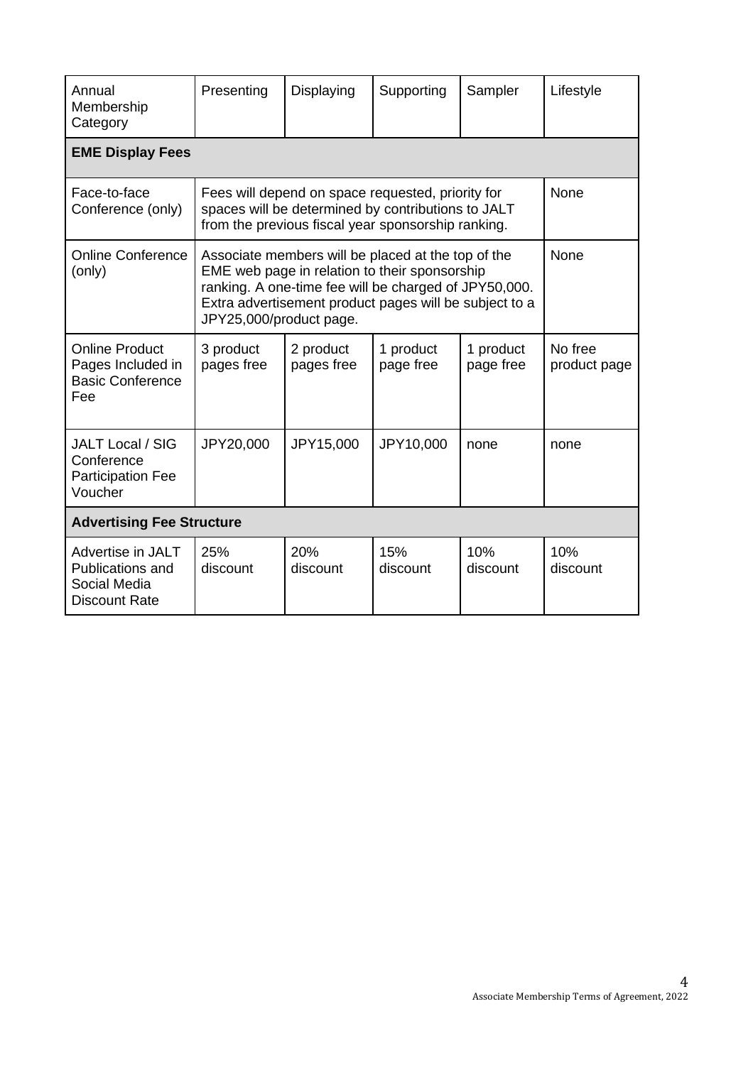| Annual Membership Category | Presenting | Displaying | Supporting | Sampler | Lifestyle |
| --- | --- | --- | --- | --- | --- |
| **EME Display Fees** | | | | | |
| Face-to-face Conference (only) | Fees will depend on space requested, priority for spaces will be determined by contributions to JALT from the previous fiscal year sponsorship ranking. | | | | None |
| Online Conference (only) | Associate members will be placed at the top of the EME web page in relation to their sponsorship ranking. A one-time fee will be charged of JPY50,000. Extra advertisement product pages will be subject to a JPY25,000/product page. | | | | None |
| Online Product Pages Included in Basic Conference Fee | 3 product pages free | 2 product pages free | 1 product page free | 1 product page free | No free product page |
| JALT Local / SIG Conference Participation Fee Voucher | JPY20,000 | JPY15,000 | JPY10,000 | none | none |
| **Advertising Fee Structure** | | | | | |
| Advertise in JALT Publications and Social Media Discount Rate | 25% discount | 20% discount | 15% discount | 10% discount | 10% discount |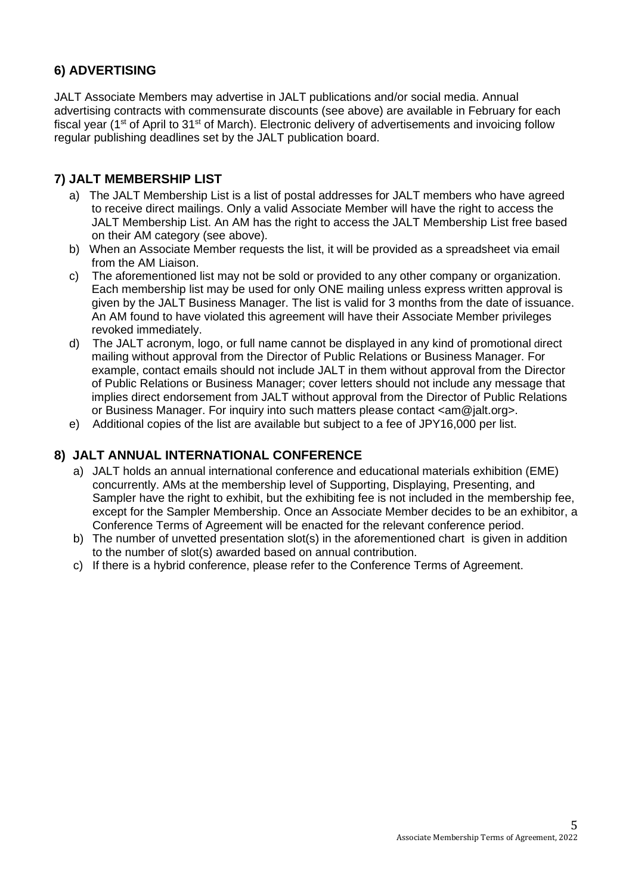## 6) ADVERTISING

JALT Associate Members may advertise in JALT publications and/or social media. Annual advertising contracts with commensurate discounts (see above) are available in February for each fiscal year (1st of April to 31st of March). Electronic delivery of advertisements and invoicing follow regular publishing deadlines set by the JALT publication board.

## 7) JALT MEMBERSHIP LIST

a) The JALT Membership List is a list of postal addresses for JALT members who have agreed to receive direct mailings. Only a valid Associate Member will have the right to access the JALT Membership List. An AM has the right to access the JALT Membership List free based on their AM category (see above).

b) When an Associate Member requests the list, it will be provided as a spreadsheet via email from the AM Liaison.

c) The aforementioned list may not be sold or provided to any other company or organization. Each membership list may be used for only ONE mailing unless express written approval is given by the JALT Business Manager. The list is valid for 3 months from the date of issuance. An AM found to have violated this agreement will have their Associate Member privileges revoked immediately.

d) The JALT acronym, logo, or full name cannot be displayed in any kind of promotional direct mailing without approval from the Director of Public Relations or Business Manager. For example, contact emails should not include JALT in them without approval from the Director of Public Relations or Business Manager; cover letters should not include any message that implies direct endorsement from JALT without approval from the Director of Public Relations or Business Manager. For inquiry into such matters please contact <am@jalt.org>.

e) Additional copies of the list are available but subject to a fee of JPY16,000 per list.

## 8) JALT ANNUAL INTERNATIONAL CONFERENCE

a) JALT holds an annual international conference and educational materials exhibition (EME) concurrently. AMs at the membership level of Supporting, Displaying, Presenting, and Sampler have the right to exhibit, but the exhibiting fee is not included in the membership fee, except for the Sampler Membership. Once an Associate Member decides to be an exhibitor, a Conference Terms of Agreement will be enacted for the relevant conference period.

b) The number of unvetted presentation slot(s) in the aforementioned chart is given in addition to the number of slot(s) awarded based on annual contribution.

c) If there is a hybrid conference, please refer to the Conference Terms of Agreement.